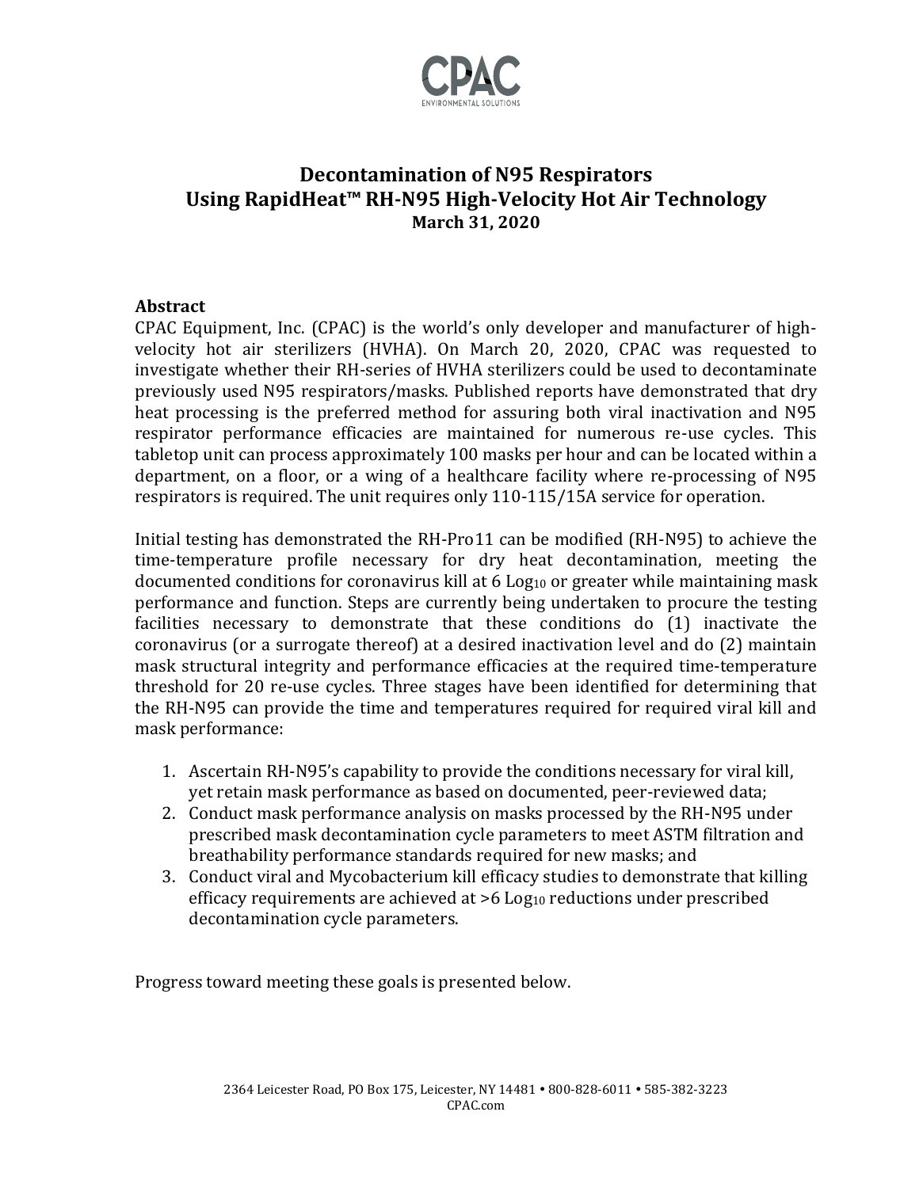# Decontamination of N95 Respirators Using RapidHeat™ RH-N95 High-Velocity Hot Air Technology

**March 31, 2020**

## Abstract

CPAC Equipment, Inc. (CPAC) is the world's only developer and manufacturer of high-velocity hot air sterilizers (HVHA). On March 20, 2020, CPAC was requested to investigate whether their RH-series of HVHA sterilizers could be used to decontaminate previously used N95 respirators/masks. Published reports have demonstrated that dry heat processing is the preferred method for assuring both viral inactivation and N95 respirator performance efficacies are maintained for numerous re-use cycles. This tabletop unit can process approximately 100 masks per hour and can be located within a department, on a floor, or a wing of a healthcare facility where re-processing of N95 respirators is required. The unit requires only 110-115/15A service for operation.

Initial testing has demonstrated the RH-Pro11 can be modified (RH-N95) to achieve the time-temperature profile necessary for dry heat decontamination, meeting the documented conditions for coronavirus kill at 6 $Log_{10}$ or greater while maintaining mask performance and function. Steps are currently being undertaken to procure the testing facilities necessary to demonstrate that these conditions do (1) inactivate the coronavirus (or a surrogate thereof) at a desired inactivation level and do (2) maintain mask structural integrity and performance efficacies at the required time-temperature threshold for 20 re-use cycles. Three stages have been identified for determining that the RH-N95 can provide the time and temperatures required for required viral kill and mask performance:

1. Ascertain RH-N95's capability to provide the conditions necessary for viral kill, yet retain mask performance as based on documented, peer-reviewed data;
2. Conduct mask performance analysis on masks processed by the RH-N95 under prescribed mask decontamination cycle parameters to meet ASTM filtration and breathability performance standards required for new masks; and
3. Conduct viral and Mycobacterium kill efficacy studies to demonstrate that killing efficacy requirements are achieved at >6 $Log_{10}$ reductions under prescribed decontamination cycle parameters.

Progress toward meeting these goals is presented below.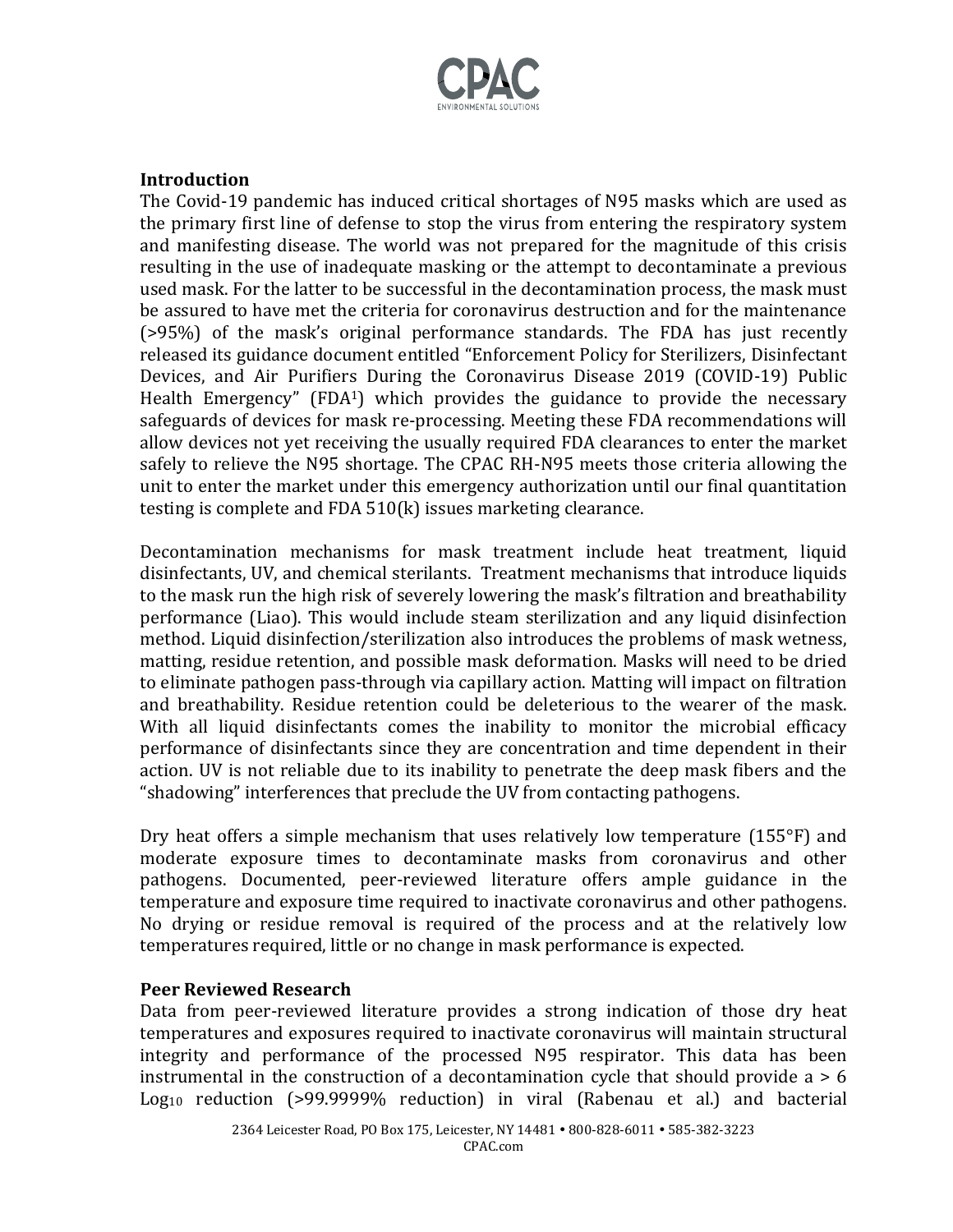## Introduction

The Covid-19 pandemic has induced critical shortages of N95 masks which are used as the primary first line of defense to stop the virus from entering the respiratory system and manifesting disease. The world was not prepared for the magnitude of this crisis resulting in the use of inadequate masking or the attempt to decontaminate a previous used mask. For the latter to be successful in the decontamination process, the mask must be assured to have met the criteria for coronavirus destruction and for the maintenance (>95%) of the mask's original performance standards. The FDA has just recently released its guidance document entitled "Enforcement Policy for Sterilizers, Disinfectant Devices, and Air Purifiers During the Coronavirus Disease 2019 (COVID-19) Public Health Emergency" (FDA[1]) which provides the guidance to provide the necessary safeguards of devices for mask re-processing. Meeting these FDA recommendations will allow devices not yet receiving the usually required FDA clearances to enter the market safely to relieve the N95 shortage. The CPAC RH-N95 meets those criteria allowing the unit to enter the market under this emergency authorization until our final quantitation testing is complete and FDA 510(k) issues marketing clearance.

Decontamination mechanisms for mask treatment include heat treatment, liquid disinfectants, UV, and chemical sterilants. Treatment mechanisms that introduce liquids to the mask run the high risk of severely lowering the mask's filtration and breathability performance (Liao). This would include steam sterilization and any liquid disinfection method. Liquid disinfection/sterilization also introduces the problems of mask wetness, matting, residue retention, and possible mask deformation. Masks will need to be dried to eliminate pathogen pass-through via capillary action. Matting will impact on filtration and breathability. Residue retention could be deleterious to the wearer of the mask. With all liquid disinfectants comes the inability to monitor the microbial efficacy performance of disinfectants since they are concentration and time dependent in their action. UV is not reliable due to its inability to penetrate the deep mask fibers and the "shadowing" interferences that preclude the UV from contacting pathogens.

Dry heat offers a simple mechanism that uses relatively low temperature (155°F) and moderate exposure times to decontaminate masks from coronavirus and other pathogens. Documented, peer-reviewed literature offers ample guidance in the temperature and exposure time required to inactivate coronavirus and other pathogens. No drying or residue removal is required of the process and at the relatively low temperatures required, little or no change in mask performance is expected.

## Peer Reviewed Research

Data from peer-reviewed literature provides a strong indication of those dry heat temperatures and exposures required to inactivate coronavirus will maintain structural integrity and performance of the processed N95 respirator. This data has been instrumental in the construction of a decontamination cycle that should provide a > 6 $Log_{10}$ reduction (>99.9999% reduction) in viral (Rabenau et al.) and bacterial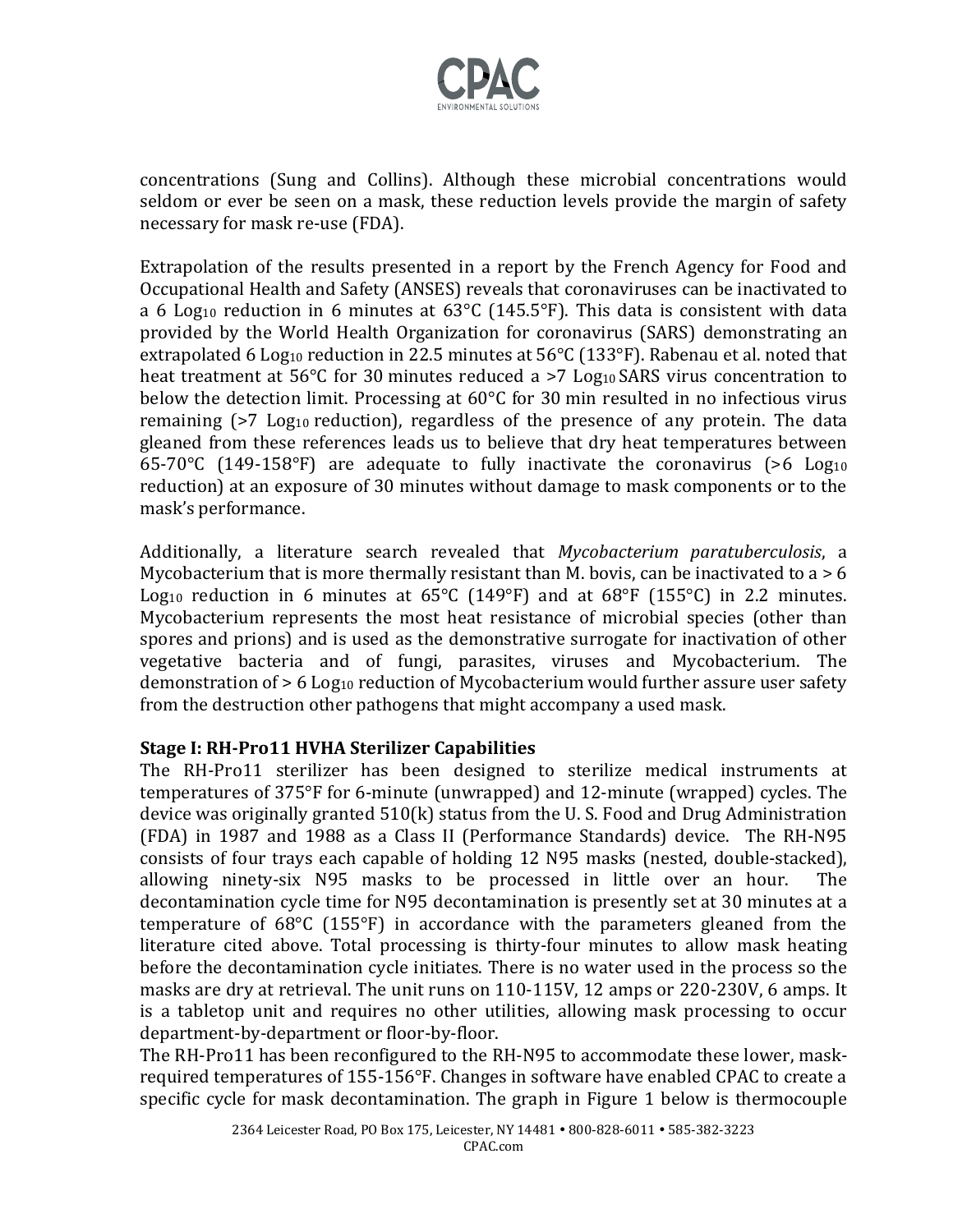concentrations (Sung and Collins). Although these microbial concentrations would seldom or ever be seen on a mask, these reduction levels provide the margin of safety necessary for mask re-use (FDA).

Extrapolation of the results presented in a report by the French Agency for Food and Occupational Health and Safety (ANSES) reveals that coronaviruses can be inactivated to a 6 $Log_{10}$ reduction in 6 minutes at 63°C (145.5°F). This data is consistent with data provided by the World Health Organization for coronavirus (SARS) demonstrating an extrapolated 6 $Log_{10}$ reduction in 22.5 minutes at 56°C (133°F). Rabenau et al. noted that heat treatment at 56°C for 30 minutes reduced a >7 $Log_{10}$ SARS virus concentration to below the detection limit. Processing at 60°C for 30 min resulted in no infectious virus remaining (>7 $Log_{10}$ reduction), regardless of the presence of any protein. The data gleaned from these references leads us to believe that dry heat temperatures between 65-70°C (149-158°F) are adequate to fully inactivate the coronavirus (>6 $Log_{10}$ reduction) at an exposure of 30 minutes without damage to mask components or to the mask's performance.

Additionally, a literature search revealed that *Mycobacterium paratuberculosis*, a Mycobacterium that is more thermally resistant than M. bovis, can be inactivated to a > 6 $Log_{10}$ reduction in 6 minutes at 65°C (149°F) and at 68°F (155°C) in 2.2 minutes. Mycobacterium represents the most heat resistance of microbial species (other than spores and prions) and is used as the demonstrative surrogate for inactivation of other vegetative bacteria and of fungi, parasites, viruses and Mycobacterium. The demonstration of > 6 $Log_{10}$ reduction of Mycobacterium would further assure user safety from the destruction other pathogens that might accompany a used mask.

**Stage I: RH-Pro11 HVHA Sterilizer Capabilities**

The RH-Pro11 sterilizer has been designed to sterilize medical instruments at temperatures of 375°F for 6-minute (unwrapped) and 12-minute (wrapped) cycles. The device was originally granted 510(k) status from the U. S. Food and Drug Administration (FDA) in 1987 and 1988 as a Class II (Performance Standards) device. The RH-N95 consists of four trays each capable of holding 12 N95 masks (nested, double-stacked), allowing ninety-six N95 masks to be processed in little over an hour. The decontamination cycle time for N95 decontamination is presently set at 30 minutes at a temperature of 68°C (155°F) in accordance with the parameters gleaned from the literature cited above. Total processing is thirty-four minutes to allow mask heating before the decontamination cycle initiates. There is no water used in the process so the masks are dry at retrieval. The unit runs on 110-115V, 12 amps or 220-230V, 6 amps. It is a tabletop unit and requires no other utilities, allowing mask processing to occur department-by-department or floor-by-floor.

The RH-Pro11 has been reconfigured to the RH-N95 to accommodate these lower, mask-required temperatures of 155-156°F. Changes in software have enabled CPAC to create a specific cycle for mask decontamination. The graph in Figure 1 below is thermocouple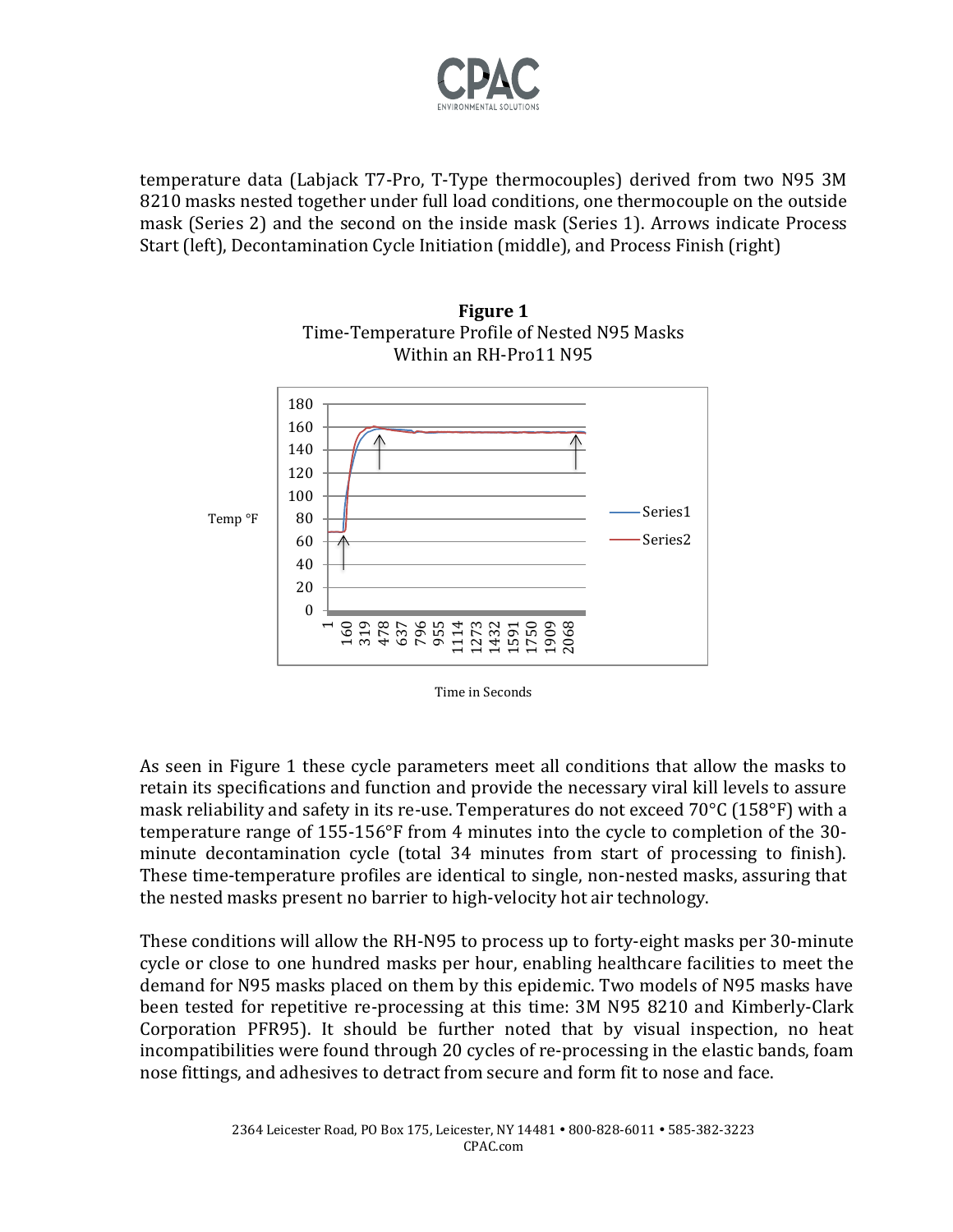temperature data (Labjack T7-Pro, T-Type thermocouples) derived from two N95 3M 8210 masks nested together under full load conditions, one thermocouple on the outside mask (Series 2) and the second on the inside mask (Series 1). Arrows indicate Process Start (left), Decontamination Cycle Initiation (middle), and Process Finish (right)

**Figure 1**
Time-Temperature Profile of Nested N95 Masks Within an RH-Pro11 N95

As seen in Figure 1 these cycle parameters meet all conditions that allow the masks to retain its specifications and function and provide the necessary viral kill levels to assure mask reliability and safety in its re-use. Temperatures do not exceed 70°C (158°F) with a temperature range of 155-156°F from 4 minutes into the cycle to completion of the 30-minute decontamination cycle (total 34 minutes from start of processing to finish). These time-temperature profiles are identical to single, non-nested masks, assuring that the nested masks present no barrier to high-velocity hot air technology.

These conditions will allow the RH-N95 to process up to forty-eight masks per 30-minute cycle or close to one hundred masks per hour, enabling healthcare facilities to meet the demand for N95 masks placed on them by this epidemic. Two models of N95 masks have been tested for repetitive re-processing at this time: 3M N95 8210 and Kimberly-Clark Corporation PFR95). It should be further noted that by visual inspection, no heat incompatibilities were found through 20 cycles of re-processing in the elastic bands, foam nose fittings, and adhesives to detract from secure and form fit to nose and face.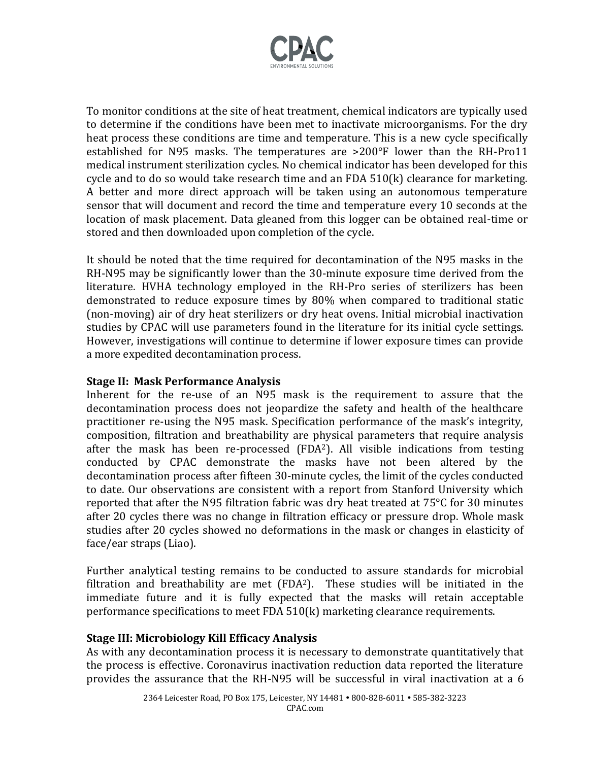To monitor conditions at the site of heat treatment, chemical indicators are typically used to determine if the conditions have been met to inactivate microorganisms. For the dry heat process these conditions are time and temperature. This is a new cycle specifically established for N95 masks. The temperatures are >200°F lower than the RH-Pro11 medical instrument sterilization cycles. No chemical indicator has been developed for this cycle and to do so would take research time and an FDA 510(k) clearance for marketing. A better and more direct approach will be taken using an autonomous temperature sensor that will document and record the time and temperature every 10 seconds at the location of mask placement. Data gleaned from this logger can be obtained real-time or stored and then downloaded upon completion of the cycle.

It should be noted that the time required for decontamination of the N95 masks in the RH-N95 may be significantly lower than the 30-minute exposure time derived from the literature. HVHA technology employed in the RH-Pro series of sterilizers has been demonstrated to reduce exposure times by 80% when compared to traditional static (non-moving) air of dry heat sterilizers or dry heat ovens. Initial microbial inactivation studies by CPAC will use parameters found in the literature for its initial cycle settings. However, investigations will continue to determine if lower exposure times can provide a more expedited decontamination process.

**Stage II: Mask Performance Analysis**

Inherent for the re-use of an N95 mask is the requirement to assure that the decontamination process does not jeopardize the safety and health of the healthcare practitioner re-using the N95 mask. Specification performance of the mask's integrity, composition, filtration and breathability are physical parameters that require analysis after the mask has been re-processed (FDA[2]). All visible indications from testing conducted by CPAC demonstrate the masks have not been altered by the decontamination process after fifteen 30-minute cycles, the limit of the cycles conducted to date. Our observations are consistent with a report from Stanford University which reported that after the N95 filtration fabric was dry heat treated at 75°C for 30 minutes after 20 cycles there was no change in filtration efficacy or pressure drop. Whole mask studies after 20 cycles showed no deformations in the mask or changes in elasticity of face/ear straps (Liao).

Further analytical testing remains to be conducted to assure standards for microbial filtration and breathability are met (FDA[2]). These studies will be initiated in the immediate future and it is fully expected that the masks will retain acceptable performance specifications to meet FDA 510(k) marketing clearance requirements.

**Stage III: Microbiology Kill Efficacy Analysis**

As with any decontamination process it is necessary to demonstrate quantitatively that the process is effective. Coronavirus inactivation reduction data reported the literature provides the assurance that the RH-N95 will be successful in viral inactivation at a 6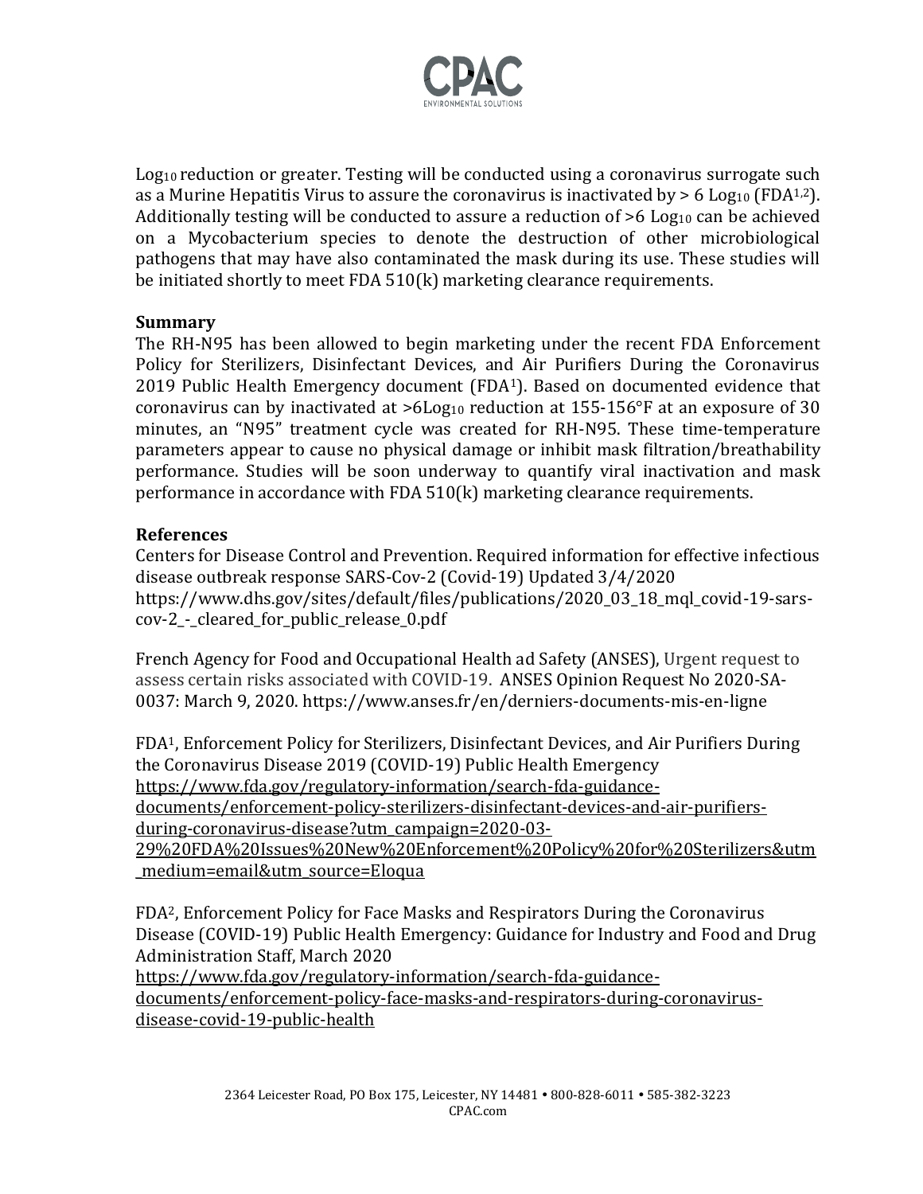$Log_{10}$ reduction or greater. Testing will be conducted using a coronavirus surrogate such as a Murine Hepatitis Virus to assure the coronavirus is inactivated by > 6 $Log_{10}$ (FDA[1,2]). Additionally testing will be conducted to assure a reduction of >6 $Log_{10}$ can be achieved on a Mycobacterium species to denote the destruction of other microbiological pathogens that may have also contaminated the mask during its use. These studies will be initiated shortly to meet FDA 510(k) marketing clearance requirements.

**Summary**

The RH-N95 has been allowed to begin marketing under the recent FDA Enforcement Policy for Sterilizers, Disinfectant Devices, and Air Purifiers During the Coronavirus 2019 Public Health Emergency document (FDA[1]). Based on documented evidence that coronavirus can by inactivated at >6$Log_{10}$ reduction at 155-156°F at an exposure of 30 minutes, an "N95" treatment cycle was created for RH-N95. These time-temperature parameters appear to cause no physical damage or inhibit mask filtration/breathability performance. Studies will be soon underway to quantify viral inactivation and mask performance in accordance with FDA 510(k) marketing clearance requirements.

**References**

Centers for Disease Control and Prevention. Required information for effective infectious disease outbreak response SARS-Cov-2 (Covid-19) Updated 3/4/2020 https://www.dhs.gov/sites/default/files/publications/2020_03_18_mql_covid-19-sars-cov-2_-_cleared_for_public_release_0.pdf

French Agency for Food and Occupational Health ad Safety (ANSES), Urgent request to assess certain risks associated with COVID-19. ANSES Opinion Request No 2020-SA-0037: March 9, 2020. https://www.anses.fr/en/derniers-documents-mis-en-ligne

FDA[1], Enforcement Policy for Sterilizers, Disinfectant Devices, and Air Purifiers During the Coronavirus Disease 2019 (COVID-19) Public Health Emergency https://www.fda.gov/regulatory-information/search-fda-guidance-documents/enforcement-policy-sterilizers-disinfectant-devices-and-air-purifiers-during-coronavirus-disease?utm_campaign=2020-03-29%20FDA%20Issues%20New%20Enforcement%20Policy%20for%20Sterilizers&utm_medium=email&utm_source=Eloqua

FDA[2], Enforcement Policy for Face Masks and Respirators During the Coronavirus Disease (COVID-19) Public Health Emergency: Guidance for Industry and Food and Drug Administration Staff, March 2020 https://www.fda.gov/regulatory-information/search-fda-guidance-documents/enforcement-policy-face-masks-and-respirators-during-coronavirus-disease-covid-19-public-health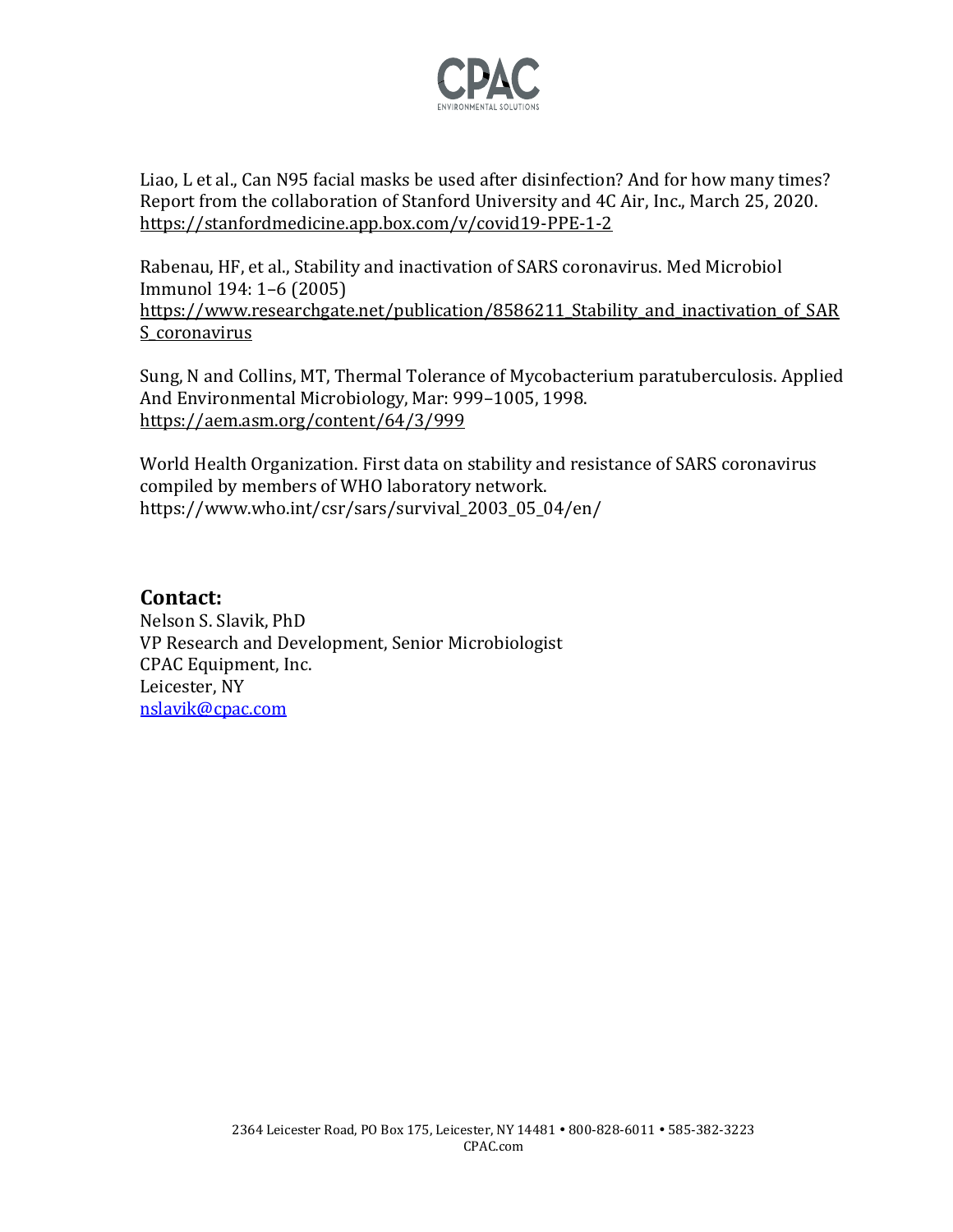Liao, L et al., Can N95 facial masks be used after disinfection? And for how many times? Report from the collaboration of Stanford University and 4C Air, Inc., March 25, 2020. https://stanfordmedicine.app.box.com/v/covid19-PPE-1-2

Rabenau, HF, et al., Stability and inactivation of SARS coronavirus. Med Microbiol Immunol 194: 1–6 (2005) https://www.researchgate.net/publication/8586211_Stability_and_inactivation_of_SARS_coronavirus

Sung, N and Collins, MT, Thermal Tolerance of Mycobacterium paratuberculosis. Applied And Environmental Microbiology, Mar: 999–1005, 1998. https://aem.asm.org/content/64/3/999

World Health Organization. First data on stability and resistance of SARS coronavirus compiled by members of WHO laboratory network. https://www.who.int/csr/sars/survival_2003_05_04/en/

## Contact:

Nelson S. Slavik, PhD
VP Research and Development, Senior Microbiologist
CPAC Equipment, Inc.
Leicester, NY
nslavik@cpac.com